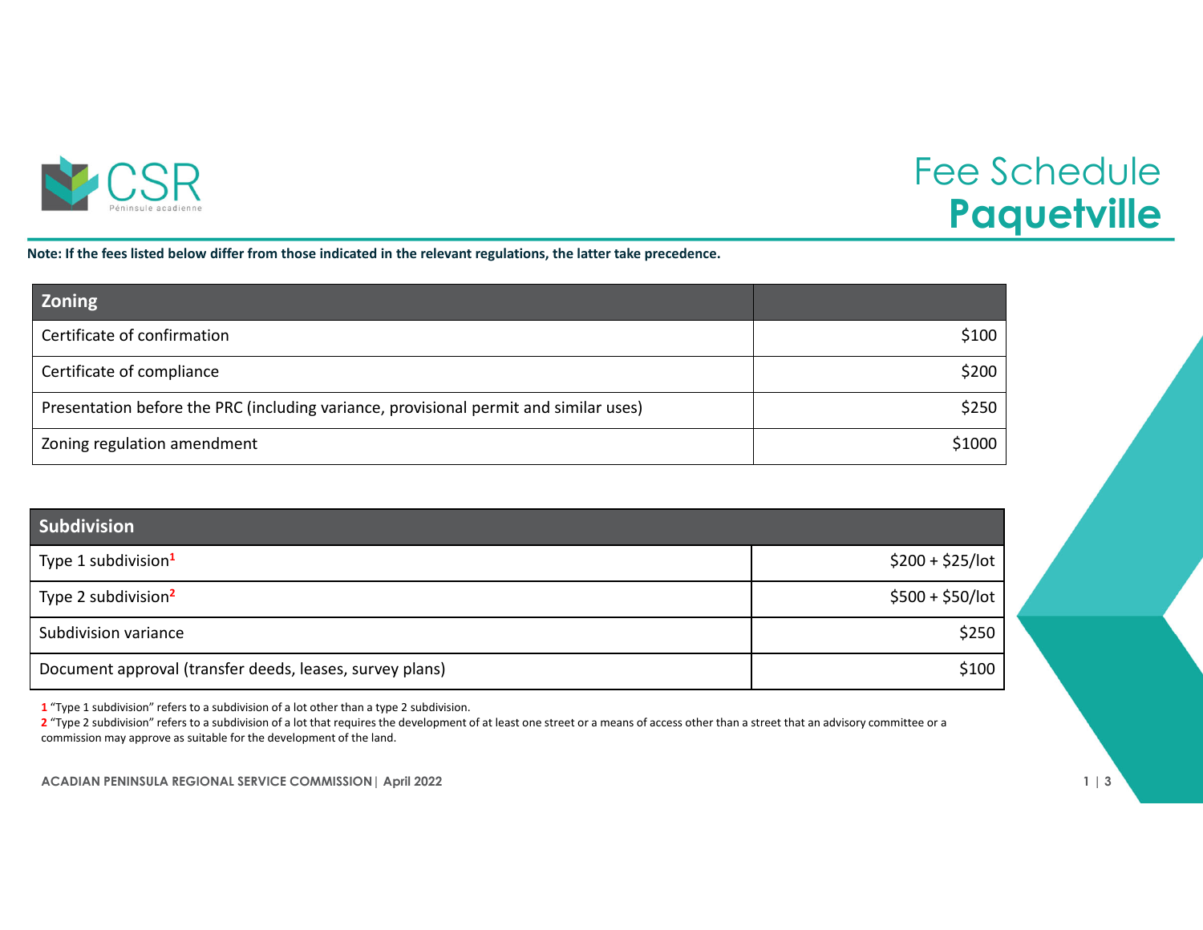# Fee Schedule
## Paquetville

**Note: If the fees listed below differ from those indicated in the relevant regulations, the latter take precedence.**

| Zoning | |
|---|---|
| Certificate of confirmation | $100 |
| Certificate of compliance | $200 |
| Presentation before the PRC (including variance, provisional permit and similar uses) | $250 |
| Zoning regulation amendment | $1000 |

| Subdivision | |
|---|---|
| Type 1 subdivision[1] | $200 + $25/lot |
| Type 2 subdivision[2] | $500 + $50/lot |
| Subdivision variance | $250 |
| Document approval (transfer deeds, leases, survey plans) | $100 |

1 "Type 1 subdivision" refers to a subdivision of a lot other than a type 2 subdivision.

2 "Type 2 subdivision" refers to a subdivision of a lot that requires the development of at least one street or a means of access other than a street that an advisory committee or a commission may approve as suitable for the development of the land.

**ACADIAN PENINSULA REGIONAL SERVICE COMMISSION | April 2022**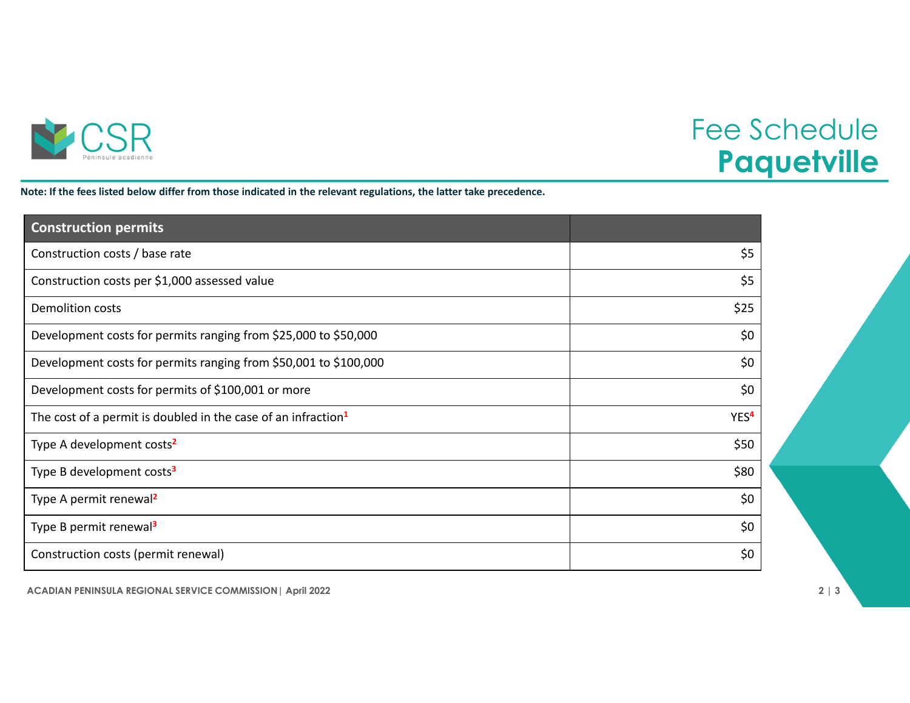# Fee Schedule
## Paquetville

**Note: If the fees listed below differ from those indicated in the relevant regulations, the latter take precedence.**

| Construction permits | |
|---|---:|
| Construction costs / base rate | $5 |
| Construction costs per $1,000 assessed value | $5 |
| Demolition costs | $25 |
| Development costs for permits ranging from $25,000 to $50,000 | $0 |
| Development costs for permits ranging from $50,001 to $100,000 | $0 |
| Development costs for permits of $100,001 or more | $0 |
| The cost of a permit is doubled in the case of an infraction[1] | YES[4] |
| Type A development costs[2] | $50 |
| Type B development costs[3] | $80 |
| Type A permit renewal[2] | $0 |
| Type B permit renewal[3] | $0 |
| Construction costs (permit renewal) | $0 |

ACADIAN PENINSULA REGIONAL SERVICE COMMISSION | April 2022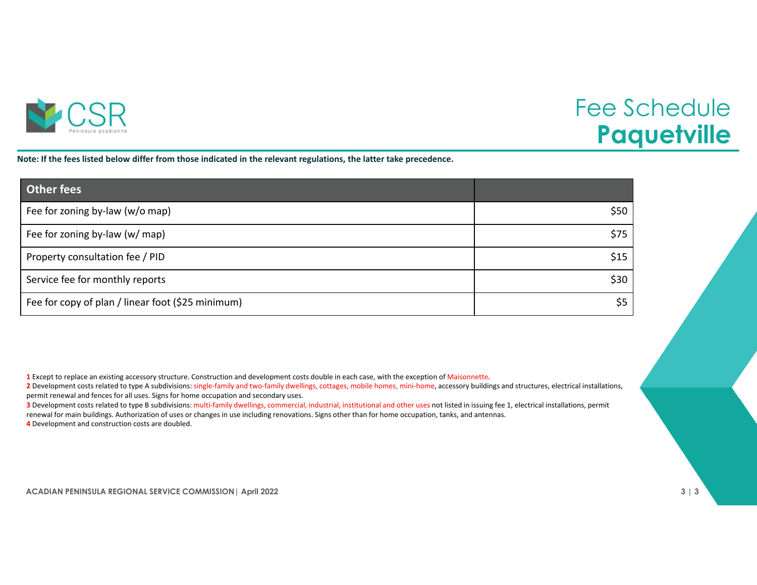# Fee Schedule
## Paquetville

**Note: If the fees listed below differ from those indicated in the relevant regulations, the latter take precedence.**

| Other fees | |
|---|---|
| Fee for zoning by-law (w/o map) | $50 |
| Fee for zoning by-law (w/ map) | $75 |
| Property consultation fee / PID | $15 |
| Service fee for monthly reports | $30 |
| Fee for copy of plan / linear foot ($25 minimum) | $5 |

1 Except to replace an existing accessory structure. Construction and development costs double in each case, with the exception of Maisonnette.
2 Development costs related to type A subdivisions: single-family and two-family dwellings, cottages, mobile homes, mini-home, accessory buildings and structures, electrical installations, permit renewal and fences for all uses. Signs for home occupation and secondary uses.
3 Development costs related to type B subdivisions: multi-family dwellings, commercial, industrial, institutional and other uses not listed in issuing fee 1, electrical installations, permit renewal for main buildings. Authorization of uses or changes in use including renovations. Signs other than for home occupation, tanks, and antennas.
4 Development and construction costs are doubled.